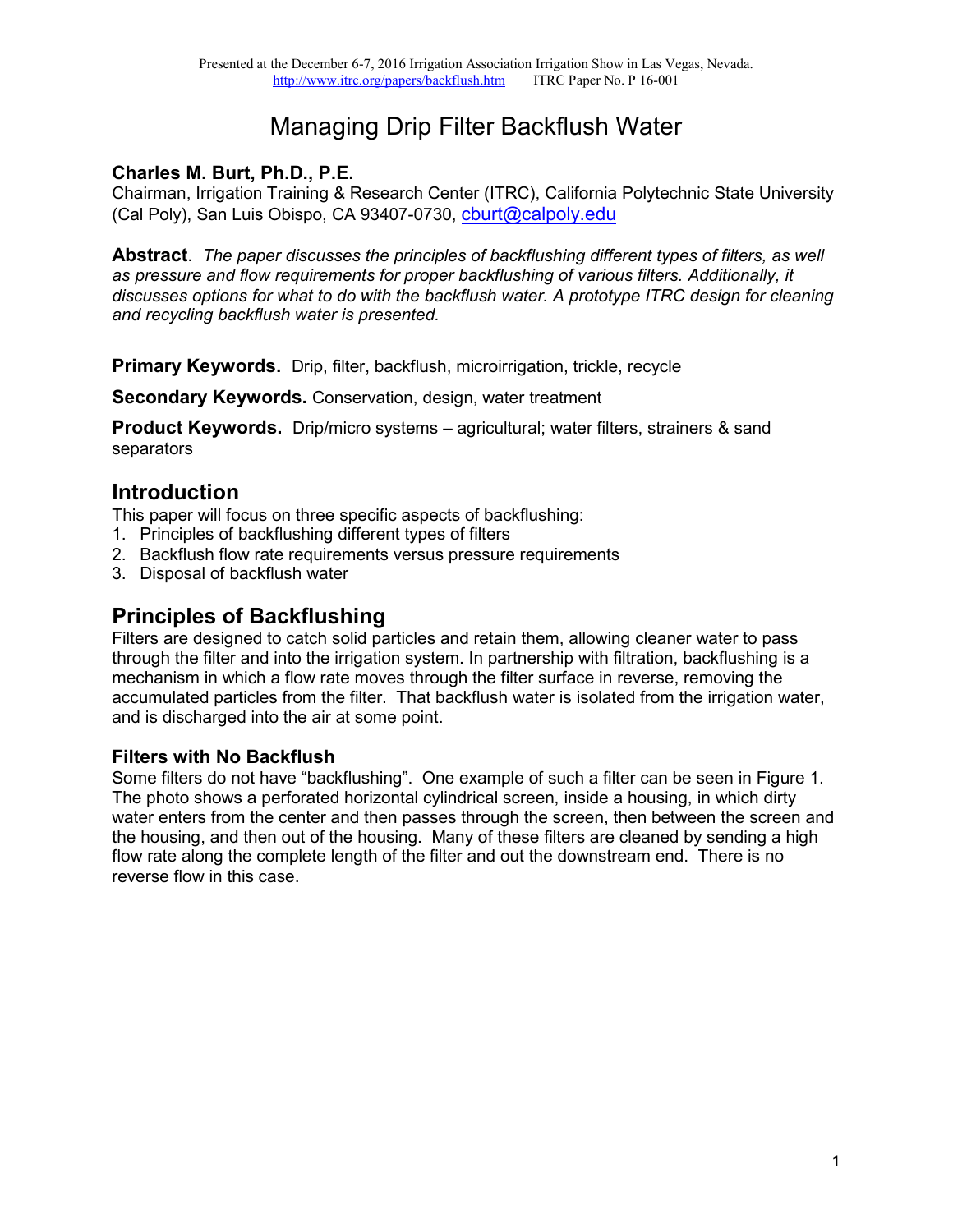Presented at the December 6-7, 2016 Irrigation Association Irrigation Show in Las Vegas, Nevada.
http://www.itrc.org/papers/backflush.htm ITRC Paper No. P 16-001

# Managing Drip Filter Backflush Water

**Charles M. Burt, Ph.D., P.E.**
Chairman, Irrigation Training & Research Center (ITRC), California Polytechnic State University (Cal Poly), San Luis Obispo, CA 93407-0730, cburt@calpoly.edu

**Abstract**. *The paper discusses the principles of backflushing different types of filters, as well as pressure and flow requirements for proper backflushing of various filters. Additionally, it discusses options for what to do with the backflush water. A prototype ITRC design for cleaning and recycling backflush water is presented.*

**Primary Keywords.** Drip, filter, backflush, microirrigation, trickle, recycle

**Secondary Keywords.** Conservation, design, water treatment

**Product Keywords.** Drip/micro systems – agricultural; water filters, strainers & sand separators

## Introduction

This paper will focus on three specific aspects of backflushing:

1. Principles of backflushing different types of filters
2. Backflush flow rate requirements versus pressure requirements
3. Disposal of backflush water

## Principles of Backflushing

Filters are designed to catch solid particles and retain them, allowing cleaner water to pass through the filter and into the irrigation system. In partnership with filtration, backflushing is a mechanism in which a flow rate moves through the filter surface in reverse, removing the accumulated particles from the filter. That backflush water is isolated from the irrigation water, and is discharged into the air at some point.

### Filters with No Backflush

Some filters do not have "backflushing". One example of such a filter can be seen in Figure 1. The photo shows a perforated horizontal cylindrical screen, inside a housing, in which dirty water enters from the center and then passes through the screen, then between the screen and the housing, and then out of the housing. Many of these filters are cleaned by sending a high flow rate along the complete length of the filter and out the downstream end. There is no reverse flow in this case.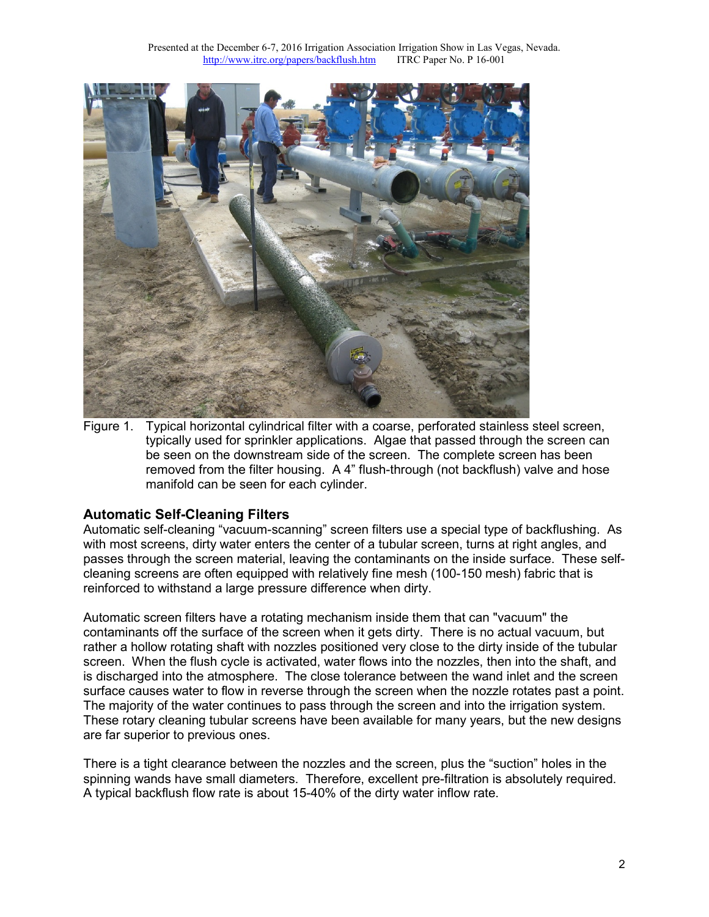Figure 1. Typical horizontal cylindrical filter with a coarse, perforated stainless steel screen, typically used for sprinkler applications. Algae that passed through the screen can be seen on the downstream side of the screen. The complete screen has been removed from the filter housing. A 4" flush-through (not backflush) valve and hose manifold can be seen for each cylinder.

### Automatic Self-Cleaning Filters

Automatic self-cleaning "vacuum-scanning" screen filters use a special type of backflushing. As with most screens, dirty water enters the center of a tubular screen, turns at right angles, and passes through the screen material, leaving the contaminants on the inside surface. These self-cleaning screens are often equipped with relatively fine mesh (100-150 mesh) fabric that is reinforced to withstand a large pressure difference when dirty.

Automatic screen filters have a rotating mechanism inside them that can "vacuum" the contaminants off the surface of the screen when it gets dirty. There is no actual vacuum, but rather a hollow rotating shaft with nozzles positioned very close to the dirty inside of the tubular screen. When the flush cycle is activated, water flows into the nozzles, then into the shaft, and is discharged into the atmosphere. The close tolerance between the wand inlet and the screen surface causes water to flow in reverse through the screen when the nozzle rotates past a point. The majority of the water continues to pass through the screen and into the irrigation system. These rotary cleaning tubular screens have been available for many years, but the new designs are far superior to previous ones.

There is a tight clearance between the nozzles and the screen, plus the "suction" holes in the spinning wands have small diameters. Therefore, excellent pre-filtration is absolutely required. A typical backflush flow rate is about 15-40% of the dirty water inflow rate.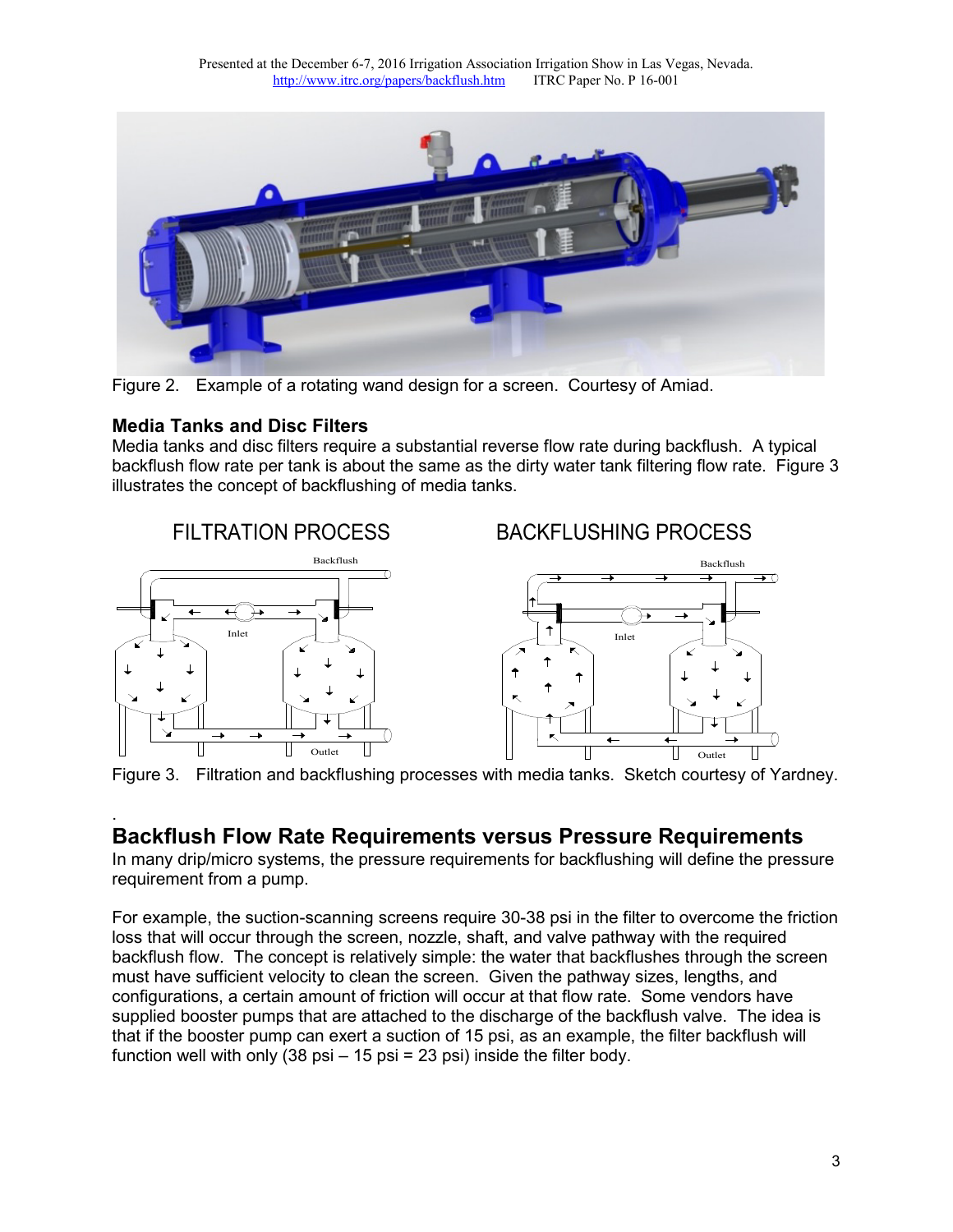Figure 2. Example of a rotating wand design for a screen. Courtesy of Amiad.

### Media Tanks and Disc Filters

Media tanks and disc filters require a substantial reverse flow rate during backflush. A typical backflush flow rate per tank is about the same as the dirty water tank filtering flow rate. Figure 3 illustrates the concept of backflushing of media tanks.

Figure 3. Filtration and backflushing processes with media tanks. Sketch courtesy of Yardney.

## Backflush Flow Rate Requirements versus Pressure Requirements

In many drip/micro systems, the pressure requirements for backflushing will define the pressure requirement from a pump.

For example, the suction-scanning screens require 30-38 psi in the filter to overcome the friction loss that will occur through the screen, nozzle, shaft, and valve pathway with the required backflush flow. The concept is relatively simple: the water that backflushes through the screen must have sufficient velocity to clean the screen. Given the pathway sizes, lengths, and configurations, a certain amount of friction will occur at that flow rate. Some vendors have supplied booster pumps that are attached to the discharge of the backflush valve. The idea is that if the booster pump can exert a suction of 15 psi, as an example, the filter backflush will function well with only (38 psi – 15 psi = 23 psi) inside the filter body.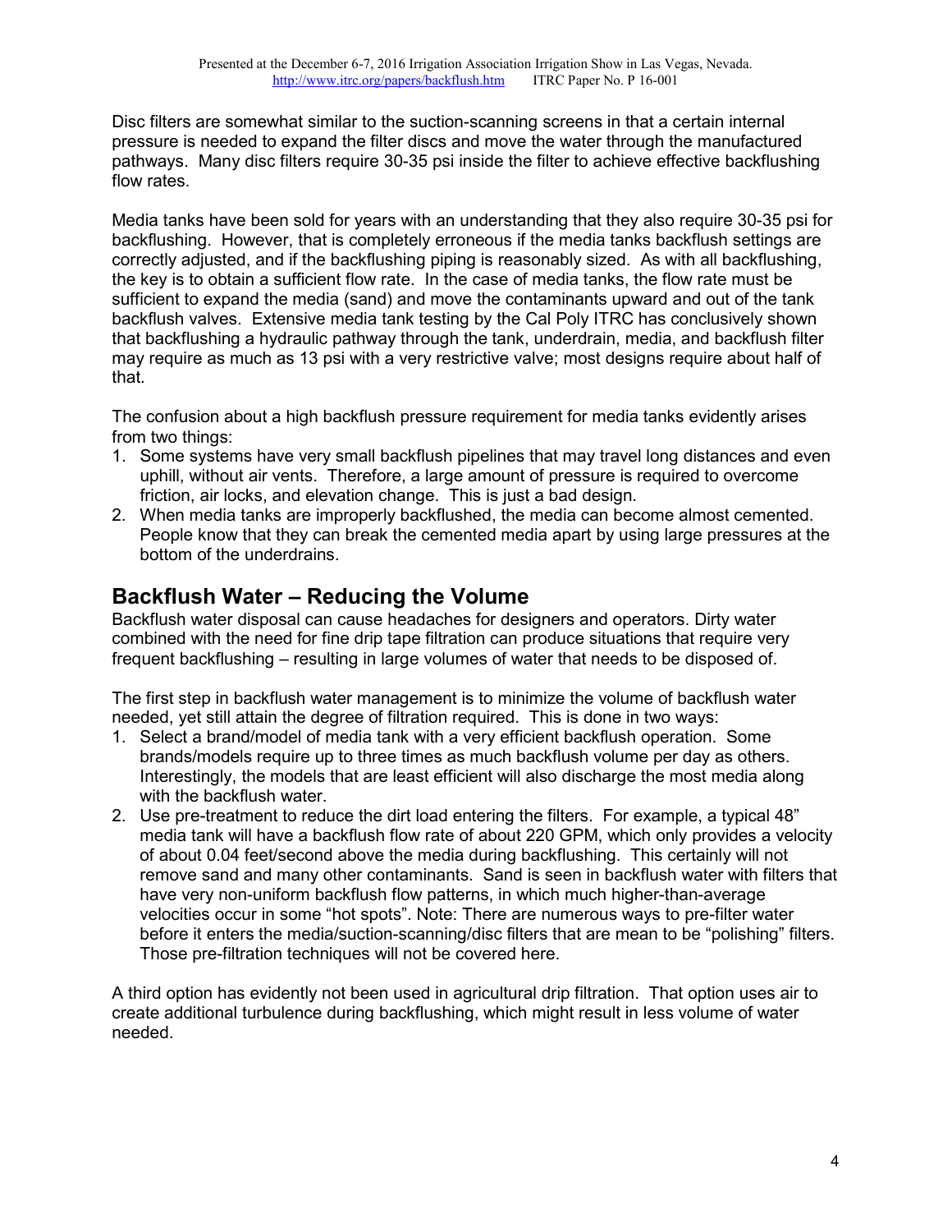Disc filters are somewhat similar to the suction-scanning screens in that a certain internal pressure is needed to expand the filter discs and move the water through the manufactured pathways. Many disc filters require 30-35 psi inside the filter to achieve effective backflushing flow rates.

Media tanks have been sold for years with an understanding that they also require 30-35 psi for backflushing. However, that is completely erroneous if the media tanks backflush settings are correctly adjusted, and if the backflushing piping is reasonably sized. As with all backflushing, the key is to obtain a sufficient flow rate. In the case of media tanks, the flow rate must be sufficient to expand the media (sand) and move the contaminants upward and out of the tank backflush valves. Extensive media tank testing by the Cal Poly ITRC has conclusively shown that backflushing a hydraulic pathway through the tank, underdrain, media, and backflush filter may require as much as 13 psi with a very restrictive valve; most designs require about half of that.

The confusion about a high backflush pressure requirement for media tanks evidently arises from two things:

1. Some systems have very small backflush pipelines that may travel long distances and even uphill, without air vents. Therefore, a large amount of pressure is required to overcome friction, air locks, and elevation change. This is just a bad design.
2. When media tanks are improperly backflushed, the media can become almost cemented. People know that they can break the cemented media apart by using large pressures at the bottom of the underdrains.

## Backflush Water – Reducing the Volume

Backflush water disposal can cause headaches for designers and operators. Dirty water combined with the need for fine drip tape filtration can produce situations that require very frequent backflushing – resulting in large volumes of water that needs to be disposed of.

The first step in backflush water management is to minimize the volume of backflush water needed, yet still attain the degree of filtration required. This is done in two ways:

1. Select a brand/model of media tank with a very efficient backflush operation. Some brands/models require up to three times as much backflush volume per day as others. Interestingly, the models that are least efficient will also discharge the most media along with the backflush water.
2. Use pre-treatment to reduce the dirt load entering the filters. For example, a typical 48" media tank will have a backflush flow rate of about 220 GPM, which only provides a velocity of about 0.04 feet/second above the media during backflushing. This certainly will not remove sand and many other contaminants. Sand is seen in backflush water with filters that have very non-uniform backflush flow patterns, in which much higher-than-average velocities occur in some "hot spots". Note: There are numerous ways to pre-filter water before it enters the media/suction-scanning/disc filters that are mean to be "polishing" filters. Those pre-filtration techniques will not be covered here.

A third option has evidently not been used in agricultural drip filtration. That option uses air to create additional turbulence during backflushing, which might result in less volume of water needed.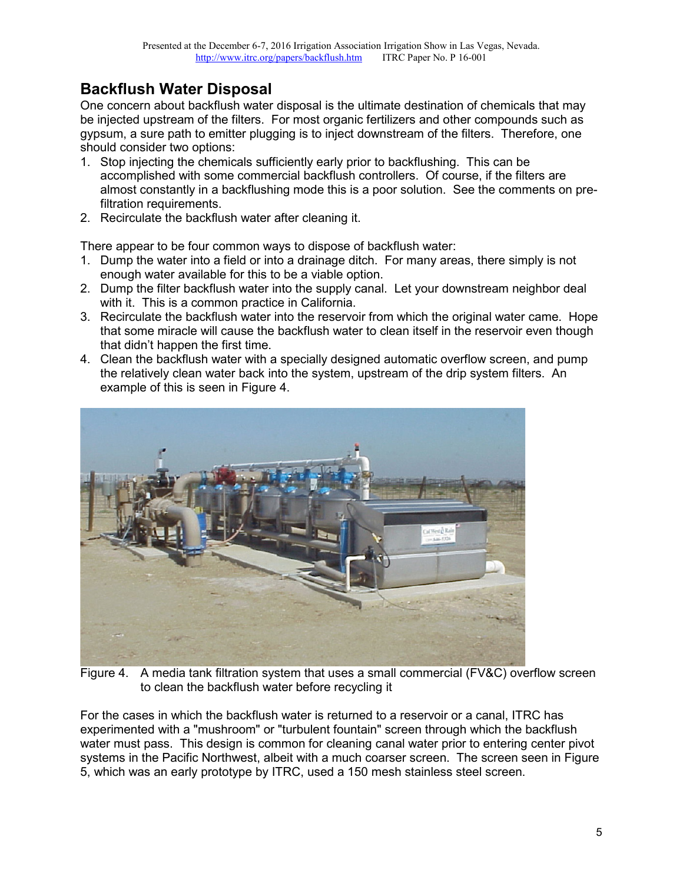## Backflush Water Disposal

One concern about backflush water disposal is the ultimate destination of chemicals that may be injected upstream of the filters. For most organic fertilizers and other compounds such as gypsum, a sure path to emitter plugging is to inject downstream of the filters. Therefore, one should consider two options:

1. Stop injecting the chemicals sufficiently early prior to backflushing. This can be accomplished with some commercial backflush controllers. Of course, if the filters are almost constantly in a backflushing mode this is a poor solution. See the comments on pre-filtration requirements.
2. Recirculate the backflush water after cleaning it.

There appear to be four common ways to dispose of backflush water:

1. Dump the water into a field or into a drainage ditch. For many areas, there simply is not enough water available for this to be a viable option.
2. Dump the filter backflush water into the supply canal. Let your downstream neighbor deal with it. This is a common practice in California.
3. Recirculate the backflush water into the reservoir from which the original water came. Hope that some miracle will cause the backflush water to clean itself in the reservoir even though that didn't happen the first time.
4. Clean the backflush water with a specially designed automatic overflow screen, and pump the relatively clean water back into the system, upstream of the drip system filters. An example of this is seen in Figure 4.

Figure 4. A media tank filtration system that uses a small commercial (FV&C) overflow screen to clean the backflush water before recycling it

For the cases in which the backflush water is returned to a reservoir or a canal, ITRC has experimented with a "mushroom" or "turbulent fountain" screen through which the backflush water must pass. This design is common for cleaning canal water prior to entering center pivot systems in the Pacific Northwest, albeit with a much coarser screen. The screen seen in Figure 5, which was an early prototype by ITRC, used a 150 mesh stainless steel screen.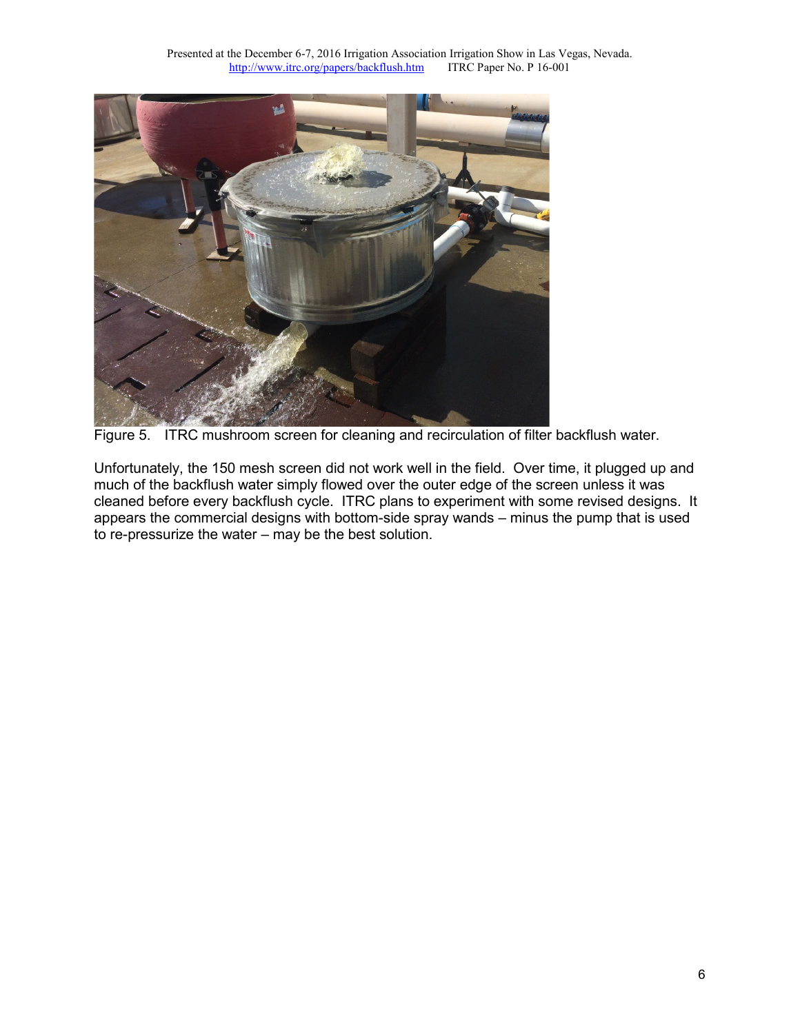Figure 5. ITRC mushroom screen for cleaning and recirculation of filter backflush water.

Unfortunately, the 150 mesh screen did not work well in the field. Over time, it plugged up and much of the backflush water simply flowed over the outer edge of the screen unless it was cleaned before every backflush cycle. ITRC plans to experiment with some revised designs. It appears the commercial designs with bottom-side spray wands – minus the pump that is used to re-pressurize the water – may be the best solution.